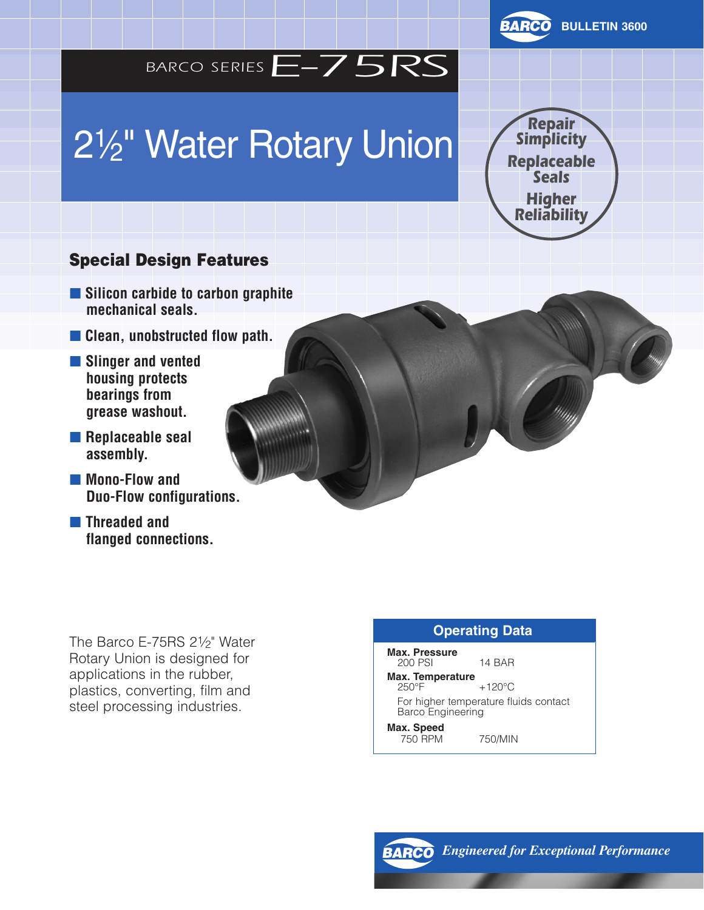BARCO BULLETIN 3600

# BARCO SERIES E-75RS

# 2½" Water Rotary Union

Repair Simplicity
Replaceable Seals
Higher Reliability

## Special Design Features

- Silicon carbide to carbon graphite mechanical seals.
- Clean, unobstructed flow path.
- Slinger and vented housing protects bearings from grease washout.
- Replaceable seal assembly.
- Mono-Flow and Duo-Flow configurations.
- Threaded and flanged connections.

The Barco E-75RS 2½" Water Rotary Union is designed for applications in the rubber, plastics, converting, film and steel processing industries.

### Operating Data

**Max. Pressure**
200 PSI — 14 BAR

**Max. Temperature**
250°F — +120°C

For higher temperature fluids contact Barco Engineering

**Max. Speed**
750 RPM — 750/MIN

BARCO *Engineered for Exceptional Performance*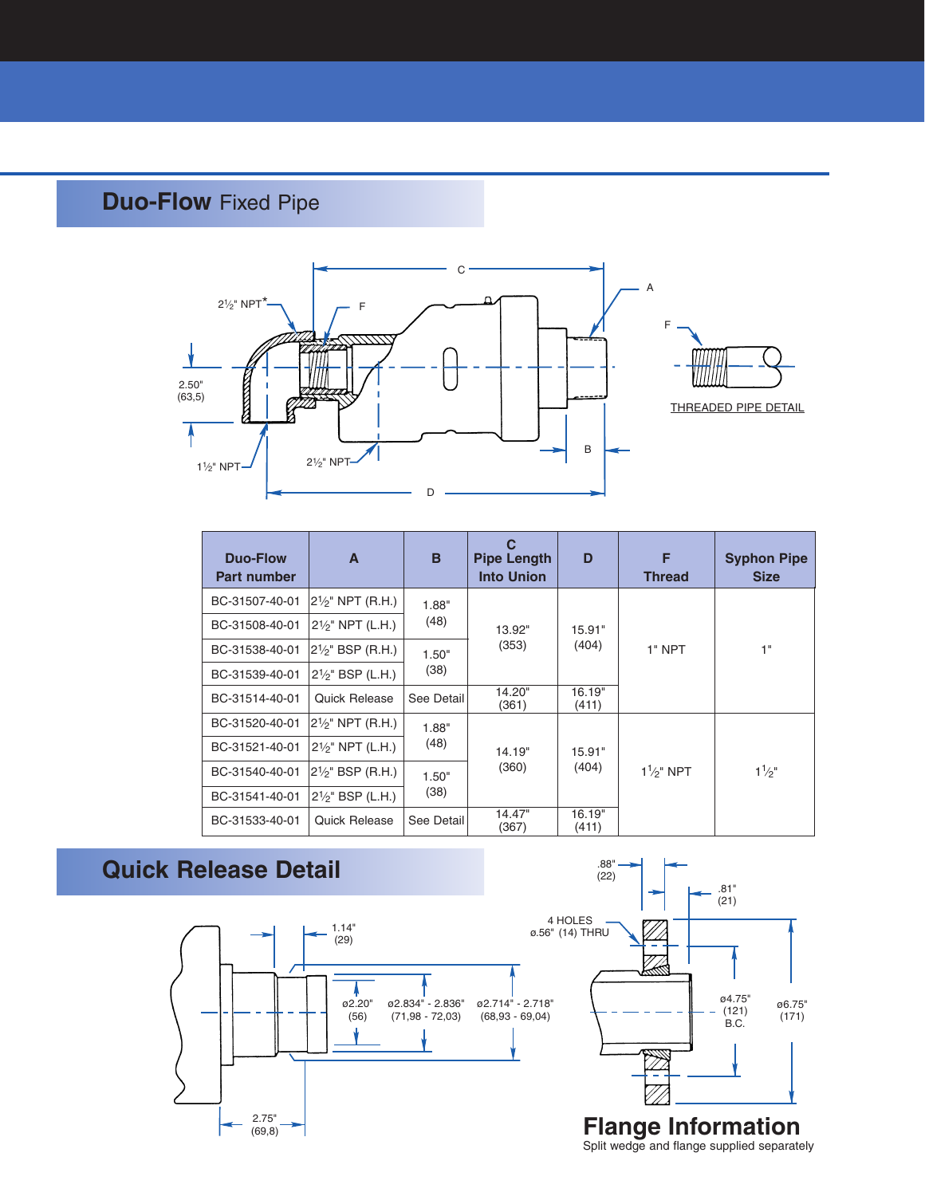## **Duo-Flow** Fixed Pipe

2½" NPT*

F

C

A

F

2.50" (63,5)

THREADED PIPE DETAIL

1½" NPT

2½" NPT

B

D

| Duo-Flow Part number | A | B | C Pipe Length Into Union | D | F Thread | Syphon Pipe Size |
|---|---|---|---|---|---|---|
| BC-31507-40-01 | 2½" NPT (R.H.) | 1.88" (48) | 13.92" (353) | 15.91" (404) | 1" NPT | 1" |
| BC-31508-40-01 | 2½" NPT (L.H.) | | | | | |
| BC-31538-40-01 | 2½" BSP (R.H.) | 1.50" (38) | | | | |
| BC-31539-40-01 | 2½" BSP (L.H.) | | | | | |
| BC-31514-40-01 | Quick Release | See Detail | 14.20" (361) | 16.19" (411) | | |
| BC-31520-40-01 | 2½" NPT (R.H.) | 1.88" (48) | 14.19" (360) | 15.91" (404) | 1½" NPT | 1½" |
| BC-31521-40-01 | 2½" NPT (L.H.) | | | | | |
| BC-31540-40-01 | 2½" BSP (R.H.) | 1.50" (38) | | | | |
| BC-31541-40-01 | 2½" BSP (L.H.) | | | | | |
| BC-31533-40-01 | Quick Release | See Detail | 14.47" (367) | 16.19" (411) | | |

## Quick Release Detail

1.14" (29)

ø2.20" (56)

ø2.834" - 2.836" (71,98 - 72,03)

ø2.714" - 2.718" (68,93 - 69,04)

2.75" (69,8)

.88" (22)

.81" (21)

4 HOLES ø.56" (14) THRU

ø4.75" (121) B.C.

ø6.75" (171)

## Flange Information

Split wedge and flange supplied separately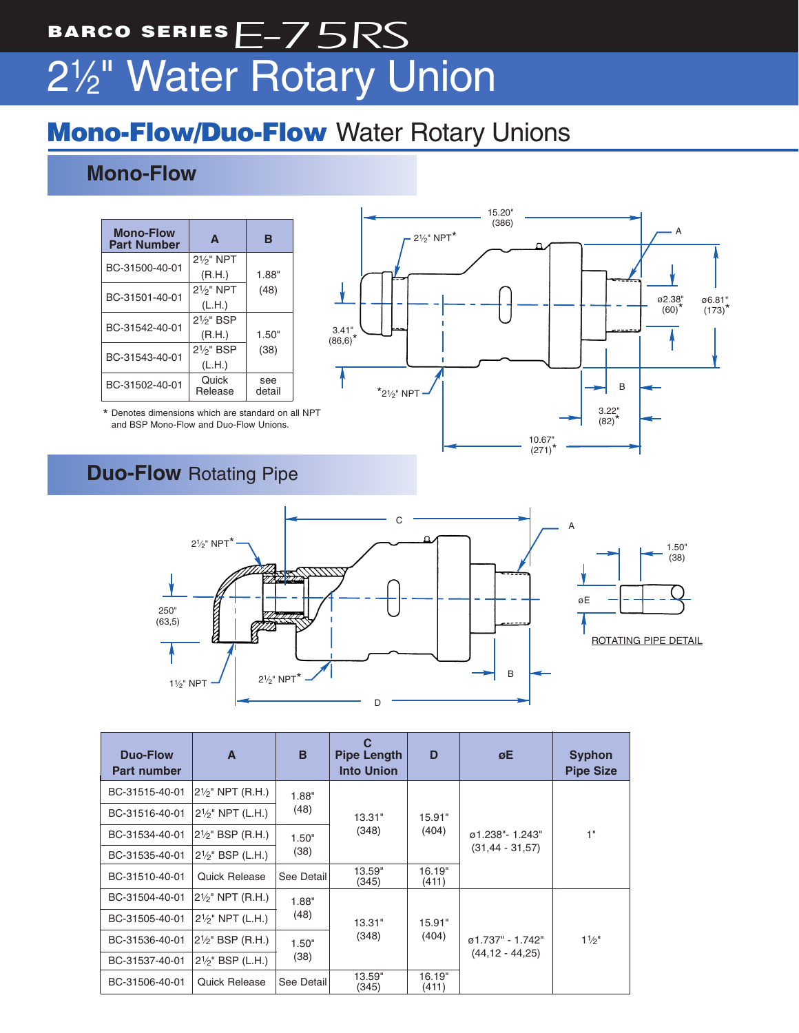# BARCO SERIES E-75RS

# 2½" Water Rotary Union

## Mono-Flow/Duo-Flow Water Rotary Unions

### Mono-Flow

| Mono-Flow Part Number | A | B |
|---|---|---|
| BC-31500-40-01 | 2½" NPT (R.H.) | 1.88" (48) |
| BC-31501-40-01 | 2½" NPT (L.H.) | |
| BC-31542-40-01 | 2½" BSP (R.H.) | 1.50" (38) |
| BC-31543-40-01 | 2½" BSP (L.H.) | |
| BC-31502-40-01 | Quick Release | see detail |

\* Denotes dimensions which are standard on all NPT and BSP Mono-Flow and Duo-Flow Unions.

15.20" (386)

2½" NPT*

A

ø2.38" (60)*

ø6.81" (173)*

3.41" (86,6)*

*2½" NPT

B

3.22" (82)*

10.67" (271)*

### Duo-Flow Rotating Pipe

C

A

2½" NPT*

1.50" (38)

250" (63,5)

øE

ROTATING PIPE DETAIL

1½" NPT

2½" NPT*

B

D

| Duo-Flow Part number | A | B | C Pipe Length Into Union | D | øE | Syphon Pipe Size |
|---|---|---|---|---|---|---|
| BC-31515-40-01 | 2½" NPT (R.H.) | 1.88" (48) | 13.31" (348) | 15.91" (404) | ø1.238"- 1.243" (31,44 - 31,57) | 1" |
| BC-31516-40-01 | 2½" NPT (L.H.) | | | | | |
| BC-31534-40-01 | 2½" BSP (R.H.) | 1.50" (38) | | | | |
| BC-31535-40-01 | 2½" BSP (L.H.) | | | | | |
| BC-31510-40-01 | Quick Release | See Detail | 13.59" (345) | 16.19" (411) | | |
| BC-31504-40-01 | 2½" NPT (R.H.) | 1.88" (48) | 13.31" (348) | 15.91" (404) | ø1.737" - 1.742" (44,12 - 44,25) | 1½" |
| BC-31505-40-01 | 2½" NPT (L.H.) | | | | | |
| BC-31536-40-01 | 2½" BSP (R.H.) | 1.50" (38) | | | | |
| BC-31537-40-01 | 2½" BSP (L.H.) | | | | | |
| BC-31506-40-01 | Quick Release | See Detail | 13.59" (345) | 16.19" (411) | | |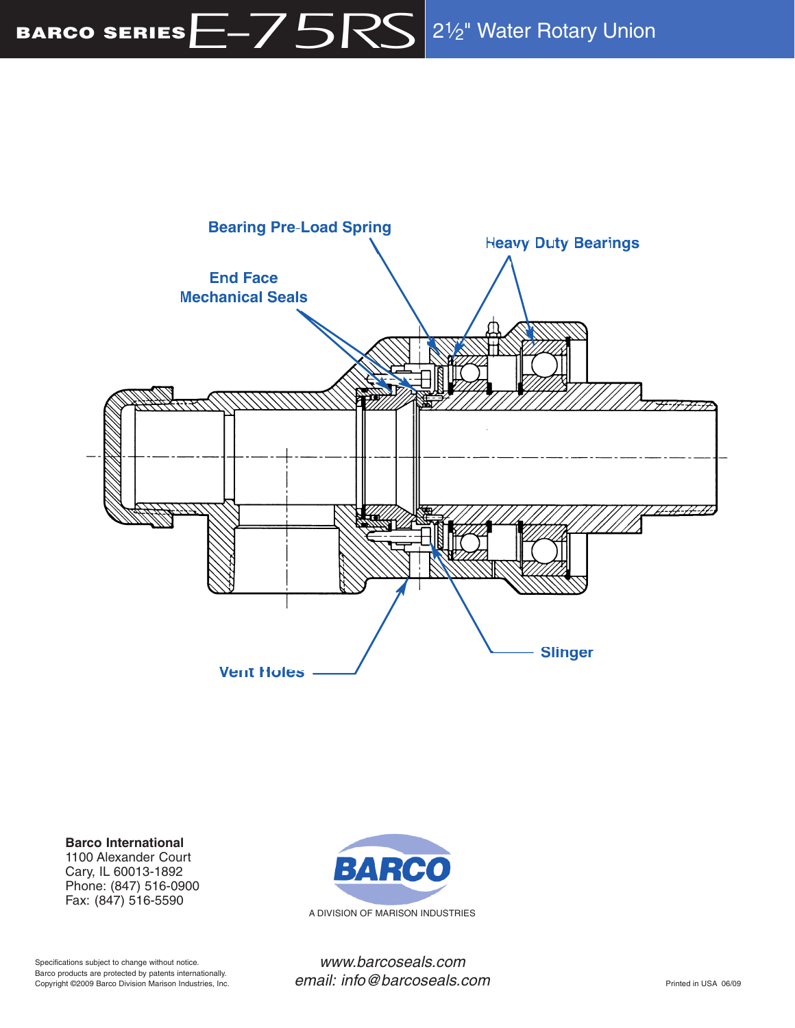# BARCO SERIES E–75RS 2½" Water Rotary Union

Bearing Pre-Load Spring

Heavy Duty Bearings

End Face Mechanical Seals

Vent Holes

Slinger

**Barco International**
1100 Alexander Court
Cary, IL 60013-1892
Phone: (847) 516-0900
Fax: (847) 516-5590

BARCO
A DIVISION OF MARISON INDUSTRIES

Specifications subject to change without notice.
Barco products are protected by patents internationally.
Copyright ©2009 Barco Division Marison Industries, Inc.

*www.barcoseals.com*
*email: info@barcoseals.com*

Printed in USA 06/09